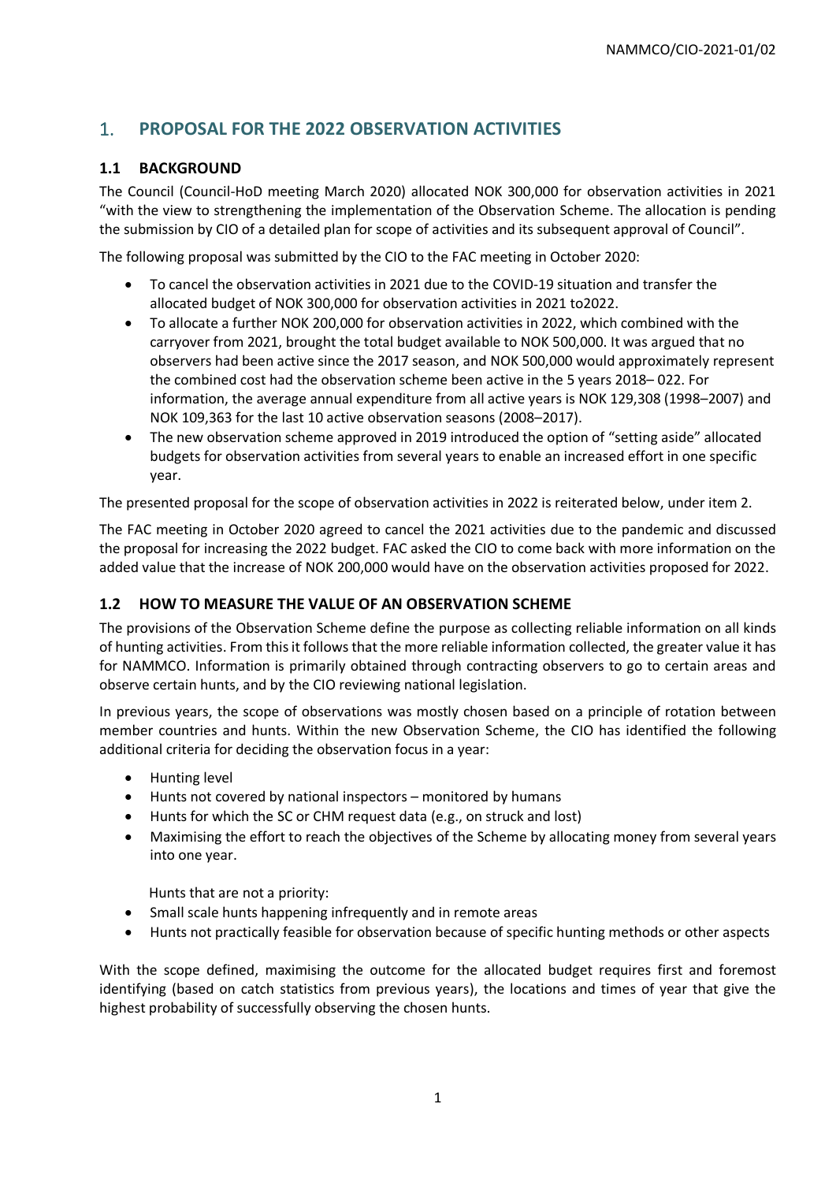# 1. PROPOSAL FOR THE 2022 OBSERVATION ACTIVITIES

## 1.1 BACKGROUND

The Council (Council-HoD meeting March 2020) allocated NOK 300,000 for observation activities in 2021 "with the view to strengthening the implementation of the Observation Scheme. The allocation is pending the submission by CIO of a detailed plan for scope of activities and its subsequent approval of Council".

The following proposal was submitted by the CIO to the FAC meeting in October 2020:

- To cancel the observation activities in 2021 due to the COVID-19 situation and transfer the allocated budget of NOK 300,000 for observation activities in 2021 to2022.
- To allocate a further NOK 200,000 for observation activities in 2022, which combined with the carryover from 2021, brought the total budget available to NOK 500,000. It was argued that no observers had been active since the 2017 season, and NOK 500,000 would approximately represent the combined cost had the observation scheme been active in the 5 years 2018– 022. For information, the average annual expenditure from all active years is NOK 129,308 (1998–2007) and NOK 109,363 for the last 10 active observation seasons (2008–2017).
- The new observation scheme approved in 2019 introduced the option of "setting aside" allocated budgets for observation activities from several years to enable an increased effort in one specific year.

The presented proposal for the scope of observation activities in 2022 is reiterated below, under item 2.

The FAC meeting in October 2020 agreed to cancel the 2021 activities due to the pandemic and discussed the proposal for increasing the 2022 budget. FAC asked the CIO to come back with more information on the added value that the increase of NOK 200,000 would have on the observation activities proposed for 2022.

## 1.2 HOW TO MEASURE THE VALUE OF AN OBSERVATION SCHEME

The provisions of the Observation Scheme define the purpose as collecting reliable information on all kinds of hunting activities. From this it follows that the more reliable information collected, the greater value it has for NAMMCO. Information is primarily obtained through contracting observers to go to certain areas and observe certain hunts, and by the CIO reviewing national legislation.

In previous years, the scope of observations was mostly chosen based on a principle of rotation between member countries and hunts. Within the new Observation Scheme, the CIO has identified the following additional criteria for deciding the observation focus in a year:

- Hunting level
- Hunts not covered by national inspectors – monitored by humans
- Hunts for which the SC or CHM request data (e.g., on struck and lost)
- Maximising the effort to reach the objectives of the Scheme by allocating money from several years into one year.

Hunts that are not a priority:

- Small scale hunts happening infrequently and in remote areas
- Hunts not practically feasible for observation because of specific hunting methods or other aspects

With the scope defined, maximising the outcome for the allocated budget requires first and foremost identifying (based on catch statistics from previous years), the locations and times of year that give the highest probability of successfully observing the chosen hunts.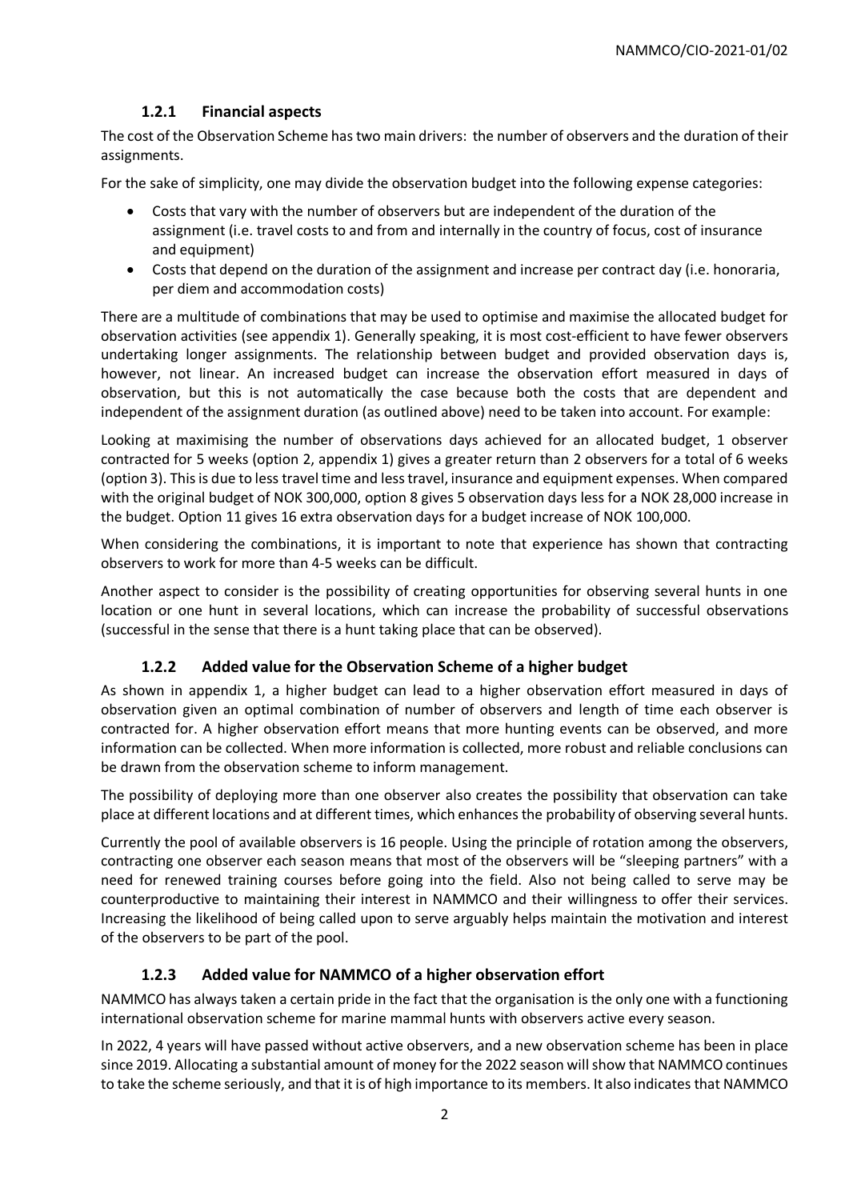### 1.2.1 Financial aspects

The cost of the Observation Scheme has two main drivers: the number of observers and the duration of their assignments.

For the sake of simplicity, one may divide the observation budget into the following expense categories:

- Costs that vary with the number of observers but are independent of the duration of the assignment (i.e. travel costs to and from and internally in the country of focus, cost of insurance and equipment)
- Costs that depend on the duration of the assignment and increase per contract day (i.e. honoraria, per diem and accommodation costs)

There are a multitude of combinations that may be used to optimise and maximise the allocated budget for observation activities (see appendix 1). Generally speaking, it is most cost-efficient to have fewer observers undertaking longer assignments. The relationship between budget and provided observation days is, however, not linear. An increased budget can increase the observation effort measured in days of observation, but this is not automatically the case because both the costs that are dependent and independent of the assignment duration (as outlined above) need to be taken into account. For example:

Looking at maximising the number of observations days achieved for an allocated budget, 1 observer contracted for 5 weeks (option 2, appendix 1) gives a greater return than 2 observers for a total of 6 weeks (option 3). This is due to less travel time and less travel, insurance and equipment expenses. When compared with the original budget of NOK 300,000, option 8 gives 5 observation days less for a NOK 28,000 increase in the budget. Option 11 gives 16 extra observation days for a budget increase of NOK 100,000.

When considering the combinations, it is important to note that experience has shown that contracting observers to work for more than 4-5 weeks can be difficult.

Another aspect to consider is the possibility of creating opportunities for observing several hunts in one location or one hunt in several locations, which can increase the probability of successful observations (successful in the sense that there is a hunt taking place that can be observed).

### 1.2.2 Added value for the Observation Scheme of a higher budget

As shown in appendix 1, a higher budget can lead to a higher observation effort measured in days of observation given an optimal combination of number of observers and length of time each observer is contracted for. A higher observation effort means that more hunting events can be observed, and more information can be collected. When more information is collected, more robust and reliable conclusions can be drawn from the observation scheme to inform management.

The possibility of deploying more than one observer also creates the possibility that observation can take place at different locations and at different times, which enhances the probability of observing several hunts.

Currently the pool of available observers is 16 people. Using the principle of rotation among the observers, contracting one observer each season means that most of the observers will be "sleeping partners" with a need for renewed training courses before going into the field. Also not being called to serve may be counterproductive to maintaining their interest in NAMMCO and their willingness to offer their services. Increasing the likelihood of being called upon to serve arguably helps maintain the motivation and interest of the observers to be part of the pool.

### 1.2.3 Added value for NAMMCO of a higher observation effort

NAMMCO has always taken a certain pride in the fact that the organisation is the only one with a functioning international observation scheme for marine mammal hunts with observers active every season.

In 2022, 4 years will have passed without active observers, and a new observation scheme has been in place since 2019. Allocating a substantial amount of money for the 2022 season will show that NAMMCO continues to take the scheme seriously, and that it is of high importance to its members. It also indicates that NAMMCO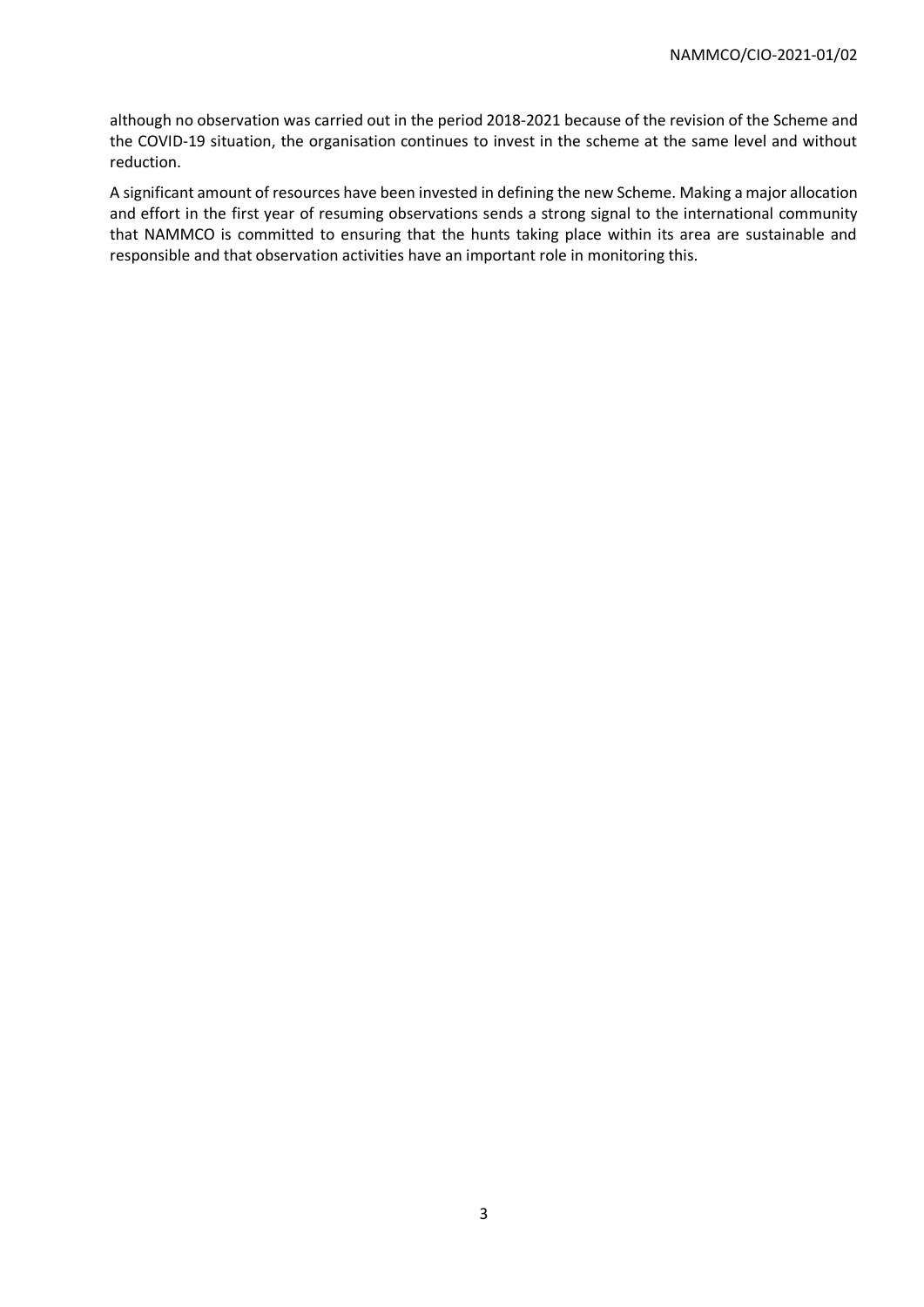although no observation was carried out in the period 2018-2021 because of the revision of the Scheme and the COVID-19 situation, the organisation continues to invest in the scheme at the same level and without reduction.

A significant amount of resources have been invested in defining the new Scheme. Making a major allocation and effort in the first year of resuming observations sends a strong signal to the international community that NAMMCO is committed to ensuring that the hunts taking place within its area are sustainable and responsible and that observation activities have an important role in monitoring this.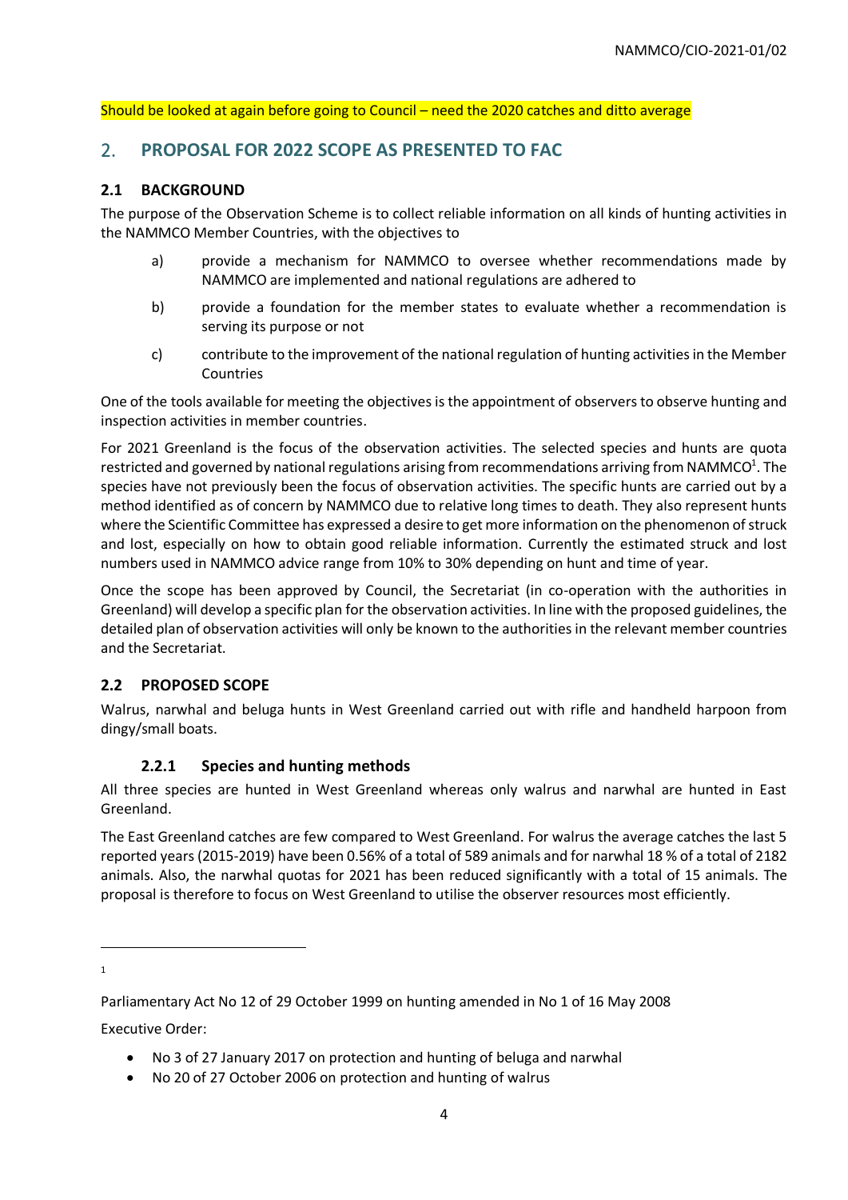Should be looked at again before going to Council – need the 2020 catches and ditto average

## 2. PROPOSAL FOR 2022 SCOPE AS PRESENTED TO FAC

### 2.1 BACKGROUND

The purpose of the Observation Scheme is to collect reliable information on all kinds of hunting activities in the NAMMCO Member Countries, with the objectives to

a) provide a mechanism for NAMMCO to oversee whether recommendations made by NAMMCO are implemented and national regulations are adhered to

b) provide a foundation for the member states to evaluate whether a recommendation is serving its purpose or not

c) contribute to the improvement of the national regulation of hunting activities in the Member Countries

One of the tools available for meeting the objectives is the appointment of observers to observe hunting and inspection activities in member countries.

For 2021 Greenland is the focus of the observation activities. The selected species and hunts are quota restricted and governed by national regulations arising from recommendations arriving from NAMMCO[1]. The species have not previously been the focus of observation activities. The specific hunts are carried out by a method identified as of concern by NAMMCO due to relative long times to death. They also represent hunts where the Scientific Committee has expressed a desire to get more information on the phenomenon of struck and lost, especially on how to obtain good reliable information. Currently the estimated struck and lost numbers used in NAMMCO advice range from 10% to 30% depending on hunt and time of year.

Once the scope has been approved by Council, the Secretariat (in co-operation with the authorities in Greenland) will develop a specific plan for the observation activities. In line with the proposed guidelines, the detailed plan of observation activities will only be known to the authorities in the relevant member countries and the Secretariat.

### 2.2 PROPOSED SCOPE

Walrus, narwhal and beluga hunts in West Greenland carried out with rifle and handheld harpoon from dingy/small boats.

#### 2.2.1 Species and hunting methods

All three species are hunted in West Greenland whereas only walrus and narwhal are hunted in East Greenland.

The East Greenland catches are few compared to West Greenland. For walrus the average catches the last 5 reported years (2015-2019) have been 0.56% of a total of 589 animals and for narwhal 18 % of a total of 2182 animals. Also, the narwhal quotas for 2021 has been reduced significantly with a total of 15 animals. The proposal is therefore to focus on West Greenland to utilise the observer resources most efficiently.

---

[1]

Parliamentary Act No 12 of 29 October 1999 on hunting amended in No 1 of 16 May 2008

Executive Order:

- No 3 of 27 January 2017 on protection and hunting of beluga and narwhal
- No 20 of 27 October 2006 on protection and hunting of walrus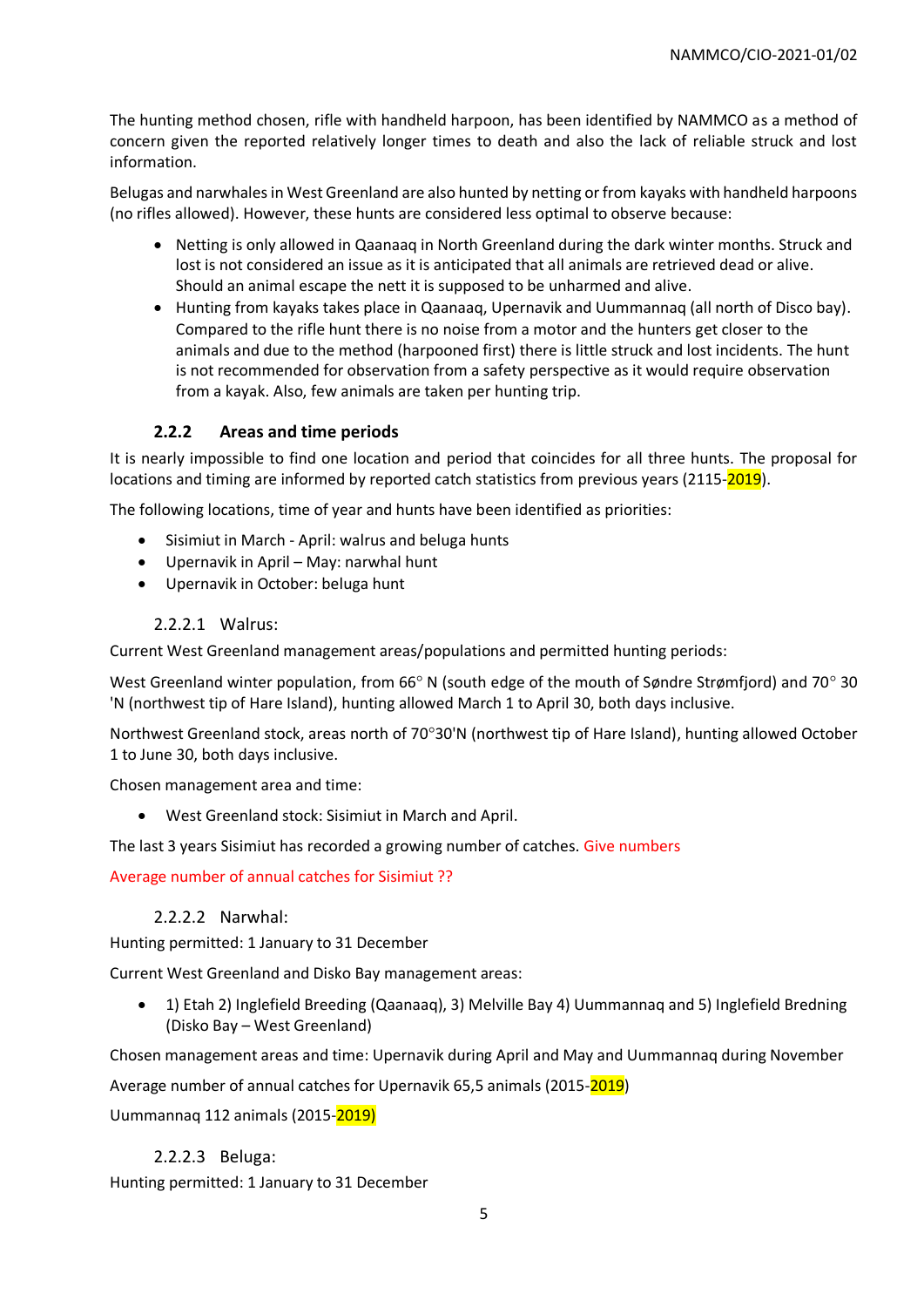The hunting method chosen, rifle with handheld harpoon, has been identified by NAMMCO as a method of concern given the reported relatively longer times to death and also the lack of reliable struck and lost information.

Belugas and narwhales in West Greenland are also hunted by netting or from kayaks with handheld harpoons (no rifles allowed). However, these hunts are considered less optimal to observe because:

- Netting is only allowed in Qaanaaq in North Greenland during the dark winter months. Struck and lost is not considered an issue as it is anticipated that all animals are retrieved dead or alive. Should an animal escape the nett it is supposed to be unharmed and alive.
- Hunting from kayaks takes place in Qaanaaq, Upernavik and Uummannaq (all north of Disco bay). Compared to the rifle hunt there is no noise from a motor and the hunters get closer to the animals and due to the method (harpooned first) there is little struck and lost incidents. The hunt is not recommended for observation from a safety perspective as it would require observation from a kayak. Also, few animals are taken per hunting trip.

### 2.2.2 Areas and time periods

It is nearly impossible to find one location and period that coincides for all three hunts. The proposal for locations and timing are informed by reported catch statistics from previous years (2115-2019).

The following locations, time of year and hunts have been identified as priorities:

- Sisimiut in March - April: walrus and beluga hunts
- Upernavik in April – May: narwhal hunt
- Upernavik in October: beluga hunt

#### 2.2.2.1 Walrus:

Current West Greenland management areas/populations and permitted hunting periods:

West Greenland winter population, from 66° N (south edge of the mouth of Søndre Strømfjord) and 70° 30 'N (northwest tip of Hare Island), hunting allowed March 1 to April 30, both days inclusive.

Northwest Greenland stock, areas north of 70°30'N (northwest tip of Hare Island), hunting allowed October 1 to June 30, both days inclusive.

Chosen management area and time:

- West Greenland stock: Sisimiut in March and April.

The last 3 years Sisimiut has recorded a growing number of catches. Give numbers

Average number of annual catches for Sisimiut ??

#### 2.2.2.2 Narwhal:

Hunting permitted: 1 January to 31 December

Current West Greenland and Disko Bay management areas:

- 1) Etah 2) Inglefield Breeding (Qaanaaq), 3) Melville Bay 4) Uummannaq and 5) Inglefield Bredning (Disko Bay – West Greenland)

Chosen management areas and time: Upernavik during April and May and Uummannaq during November

Average number of annual catches for Upernavik 65,5 animals (2015-2019)

Uummannaq 112 animals (2015-2019)

#### 2.2.2.3 Beluga:

Hunting permitted: 1 January to 31 December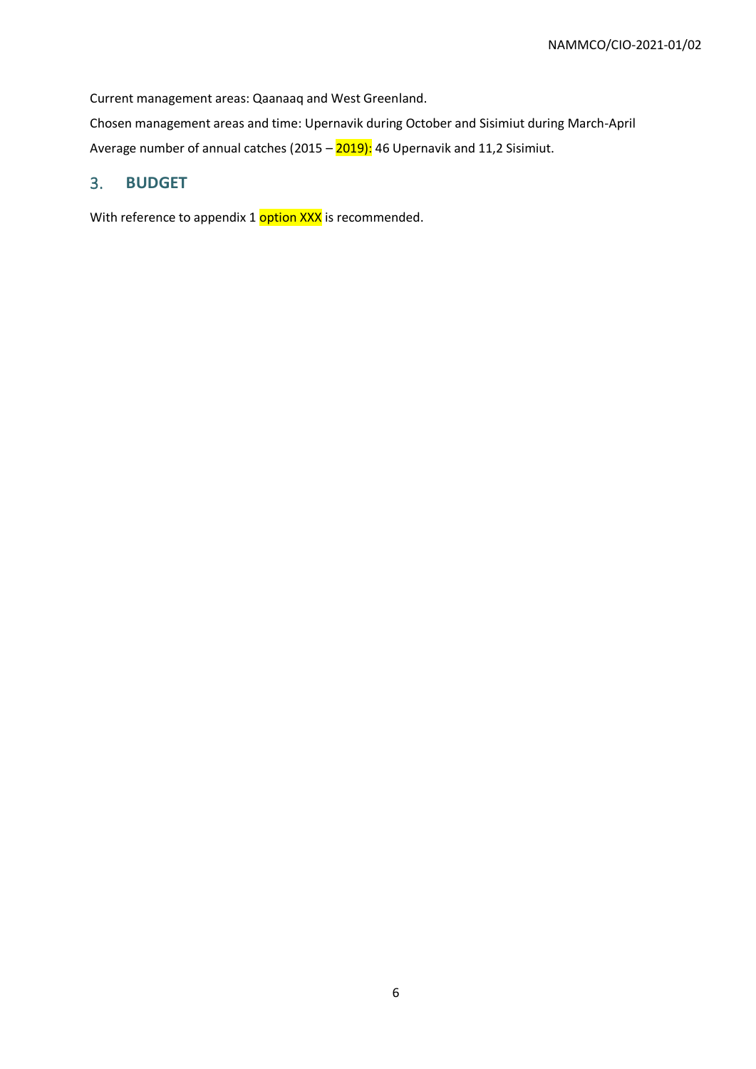Current management areas: Qaanaaq and West Greenland.

Chosen management areas and time: Upernavik during October and Sisimiut during March-April

Average number of annual catches (2015 – 2019): 46 Upernavik and 11,2 Sisimiut.

## 3. BUDGET

With reference to appendix 1 option XXX is recommended.